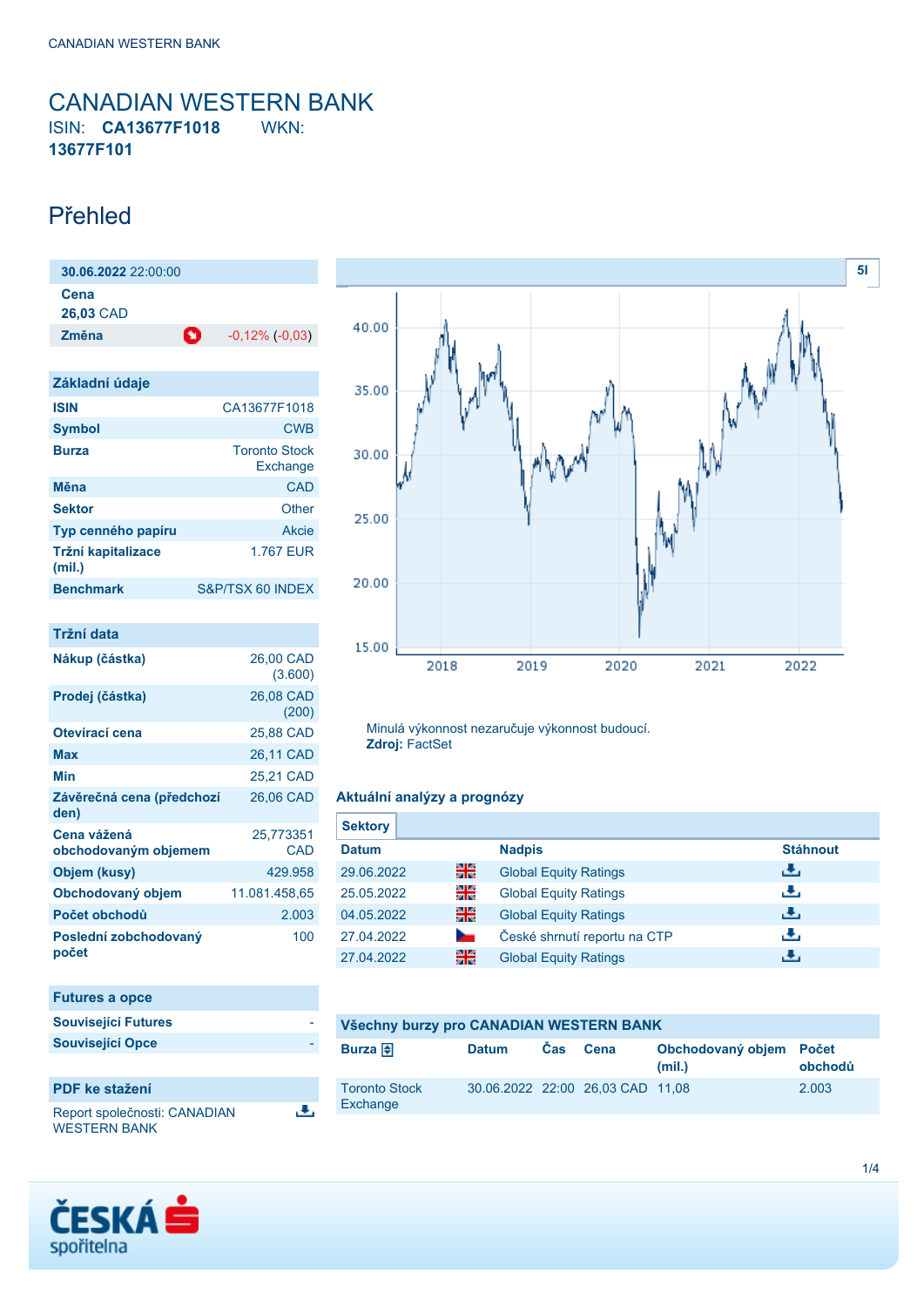# CANADIAN WESTERN BANK

ISIN: **CA13677F1018** WKN: **13677F101**

## Přehled

| | |
|---|---|
| **30.06.2022** 22:00:00 | |
| **Cena** | |
| **26,03** CAD | |
| **Změna** | -0,12% (-0,03) |

| Základní údaje | |
|---|---|
| **ISIN** | CA13677F1018 |
| **Symbol** | CWB |
| **Burza** | Toronto Stock Exchange |
| **Měna** | CAD |
| **Sektor** | Other |
| **Typ cenného papíru** | Akcie |
| **Tržní kapitalizace (mil.)** | 1.767 EUR |
| **Benchmark** | S&P/TSX 60 INDEX |

| Tržní data | |
|---|---|
| **Nákup (částka)** | 26,00 CAD (3.600) |
| **Prodej (částka)** | 26,08 CAD (200) |
| **Otevírací cena** | 25,88 CAD |
| **Max** | 26,11 CAD |
| **Min** | 25,21 CAD |
| **Závěrečná cena (předchozí den)** | 26,06 CAD |
| **Cena vážená obchodovaným objemem** | 25,773351 CAD |
| **Objem (kusy)** | 429.958 |
| **Obchodovaný objem** | 11.081.458,65 |
| **Počet obchodů** | 2.003 |
| **Poslední zobchodovaný počet** | 100 |

| Futures a opce | |
|---|---|
| **Související Futures** | - |
| **Související Opce** | - |

### PDF ke stažení

Report společnosti: CANADIAN WESTERN BANK

5l

40.00
35.00
30.00
25.00
20.00
15.00
2018 2019 2020 2021 2022

Minulá výkonnost nezaručuje výkonnost budoucí.
**Zdroj:** FactSet

### Aktuální analýzy a prognózy

**Sektory**

| Datum | | Nadpis | Stáhnout |
|---|---|---|---|
| 29.06.2022 | | Global Equity Ratings | |
| 25.05.2022 | | Global Equity Ratings | |
| 04.05.2022 | | Global Equity Ratings | |
| 27.04.2022 | | České shrnutí reportu na CTP | |
| 27.04.2022 | | Global Equity Ratings | |

### Všechny burzy pro CANADIAN WESTERN BANK

| Burza | Datum | Čas | Cena | Obchodovaný objem (mil.) | Počet obchodů |
|---|---|---|---|---|---|
| Toronto Stock Exchange | 30.06.2022 | 22:00 | 26,03 CAD | 11,08 | 2.003 |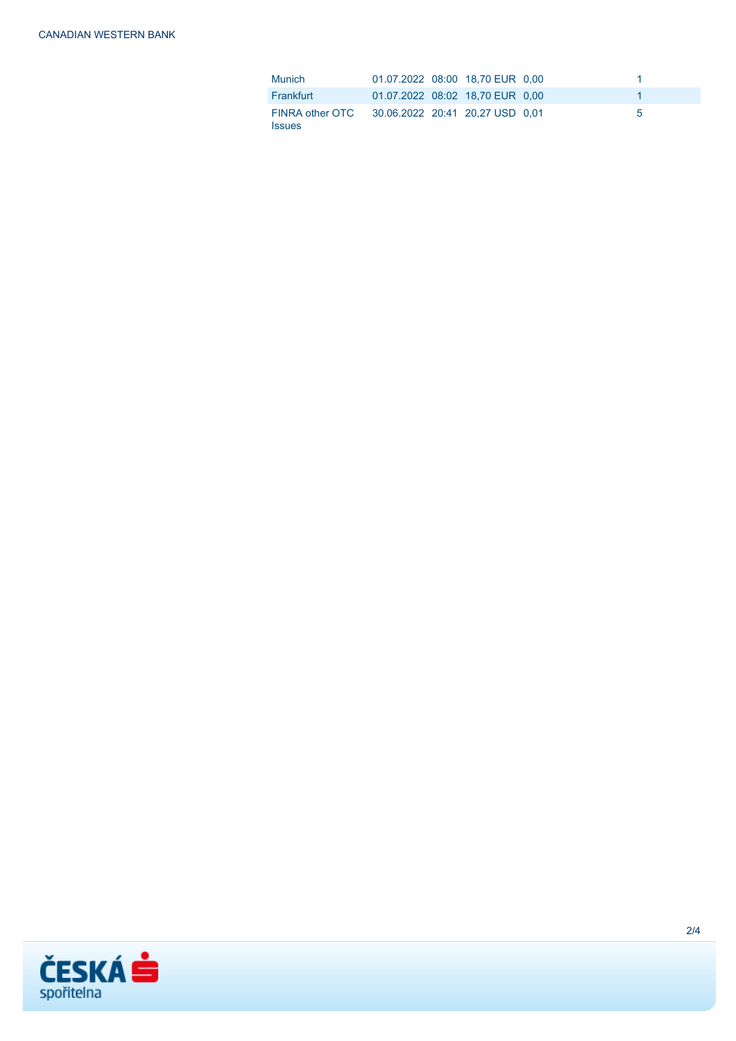| | | | | | |
|---|---|---|---|---|---|
| Munich | 01.07.2022 | 08:00 | 18,70 EUR | 0,00 | 1 |
| Frankfurt | 01.07.2022 | 08:02 | 18,70 EUR | 0,00 | 1 |
| FINRA other OTC Issues | 30.06.2022 | 20:41 | 20,27 USD | 0,01 | 5 |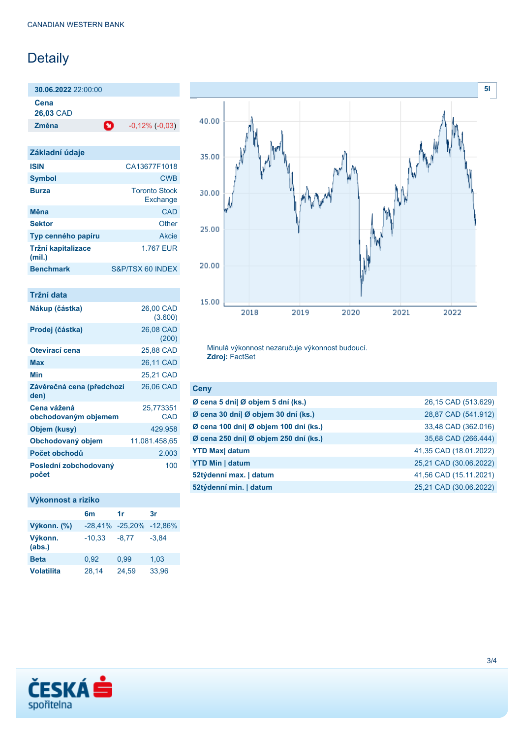CANADIAN WESTERN BANK

# Detaily

**30.06.2022** 22:00:00

**Cena**
**26,03** CAD

| | |
|---|---|
| **Změna** | -0,12% (-0,03) |

## Základní údaje

| | |
|---|---|
| **ISIN** | CA13677F1018 |
| **Symbol** | CWB |
| **Burza** | Toronto Stock Exchange |
| **Měna** | CAD |
| **Sektor** | Other |
| **Typ cenného papíru** | Akcie |
| **Tržní kapitalizace (mil.)** | 1.767 EUR |
| **Benchmark** | S&P/TSX 60 INDEX |

## Tržní data

| | |
|---|---|
| **Nákup (částka)** | 26,00 CAD (3.600) |
| **Prodej (částka)** | 26,08 CAD (200) |
| **Otevírací cena** | 25,88 CAD |
| **Max** | 26,11 CAD |
| **Min** | 25,21 CAD |
| **Závěrečná cena (předchozí den)** | 26,06 CAD |
| **Cena vážená obchodovaným objemem** | 25,773351 CAD |
| **Objem (kusy)** | 429.958 |
| **Obchodovaný objem** | 11.081.458,65 |
| **Počet obchodů** | 2.003 |
| **Poslední zobchodovaný počet** | 100 |

## Výkonnost a riziko

| | 6m | 1r | 3r |
|---|---|---|---|
| **Výkonn. (%)** | -28,41% | -25,20% | -12,86% |
| **Výkonn. (abs.)** | -10,33 | -8,77 | -3,84 |
| **Beta** | 0,92 | 0,99 | 1,03 |
| **Volatilita** | 28,14 | 24,59 | 33,96 |

5l

40.00
35.00
30.00
25.00
20.00
15.00

2018 2019 2020 2021 2022

Minulá výkonnost nezaručuje výkonnost budoucí.
**Zdroj:** FactSet

## Ceny

| | |
|---|---|
| **Ø cena 5 dní\| Ø objem 5 dní (ks.)** | 26,15 CAD (513.629) |
| **Ø cena 30 dní\| Ø objem 30 dní (ks.)** | 28,87 CAD (541.912) |
| **Ø cena 100 dní\| Ø objem 100 dní (ks.)** | 33,48 CAD (362.016) |
| **Ø cena 250 dní\| Ø objem 250 dní (ks.)** | 35,68 CAD (266.444) |
| **YTD Max\| datum** | 41,35 CAD (18.01.2022) |
| **YTD Min \| datum** | 25,21 CAD (30.06.2022) |
| **52týdenní max. \| datum** | 41,56 CAD (15.11.2021) |
| **52týdenní min. \| datum** | 25,21 CAD (30.06.2022) |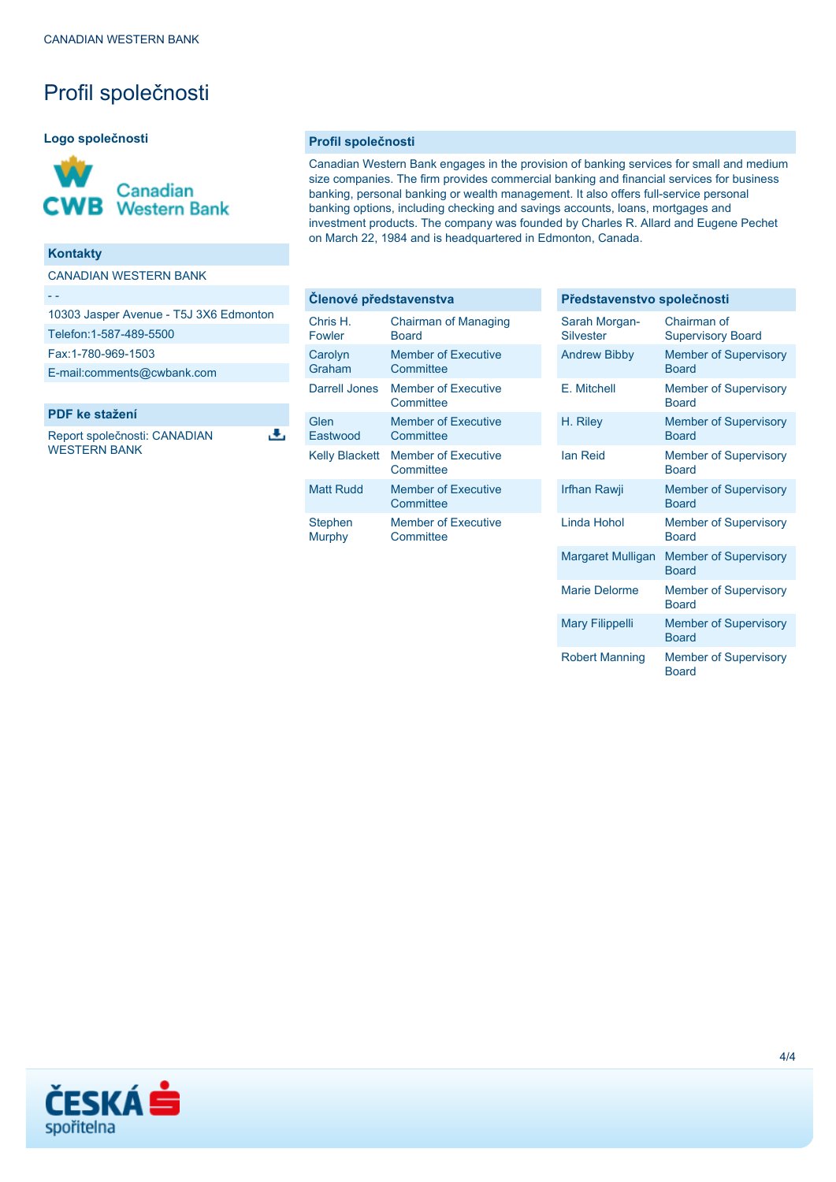# Profil společnosti

## Logo společnosti

## Kontakty

CANADIAN WESTERN BANK

- -

10303 Jasper Avenue - T5J 3X6 Edmonton

Telefon:1-587-489-5500

Fax:1-780-969-1503

E-mail:comments@cwbank.com

## PDF ke stažení

Report společnosti: CANADIAN WESTERN BANK

## Profil společnosti

Canadian Western Bank engages in the provision of banking services for small and medium size companies. The firm provides commercial banking and financial services for business banking, personal banking or wealth management. It also offers full-service personal banking options, including checking and savings accounts, loans, mortgages and investment products. The company was founded by Charles R. Allard and Eugene Pechet on March 22, 1984 and is headquartered in Edmonton, Canada.

## Členové představenstva

| | |
|---|---|
| Chris H. Fowler | Chairman of Managing Board |
| Carolyn Graham | Member of Executive Committee |
| Darrell Jones | Member of Executive Committee |
| Glen Eastwood | Member of Executive Committee |
| Kelly Blackett | Member of Executive Committee |
| Matt Rudd | Member of Executive Committee |
| Stephen Murphy | Member of Executive Committee |

## Představenstvo společnosti

| | |
|---|---|
| Sarah Morgan-Silvester | Chairman of Supervisory Board |
| Andrew Bibby | Member of Supervisory Board |
| E. Mitchell | Member of Supervisory Board |
| H. Riley | Member of Supervisory Board |
| Ian Reid | Member of Supervisory Board |
| Irfhan Rawji | Member of Supervisory Board |
| Linda Hohol | Member of Supervisory Board |
| Margaret Mulligan | Member of Supervisory Board |
| Marie Delorme | Member of Supervisory Board |
| Mary Filippelli | Member of Supervisory Board |
| Robert Manning | Member of Supervisory Board |